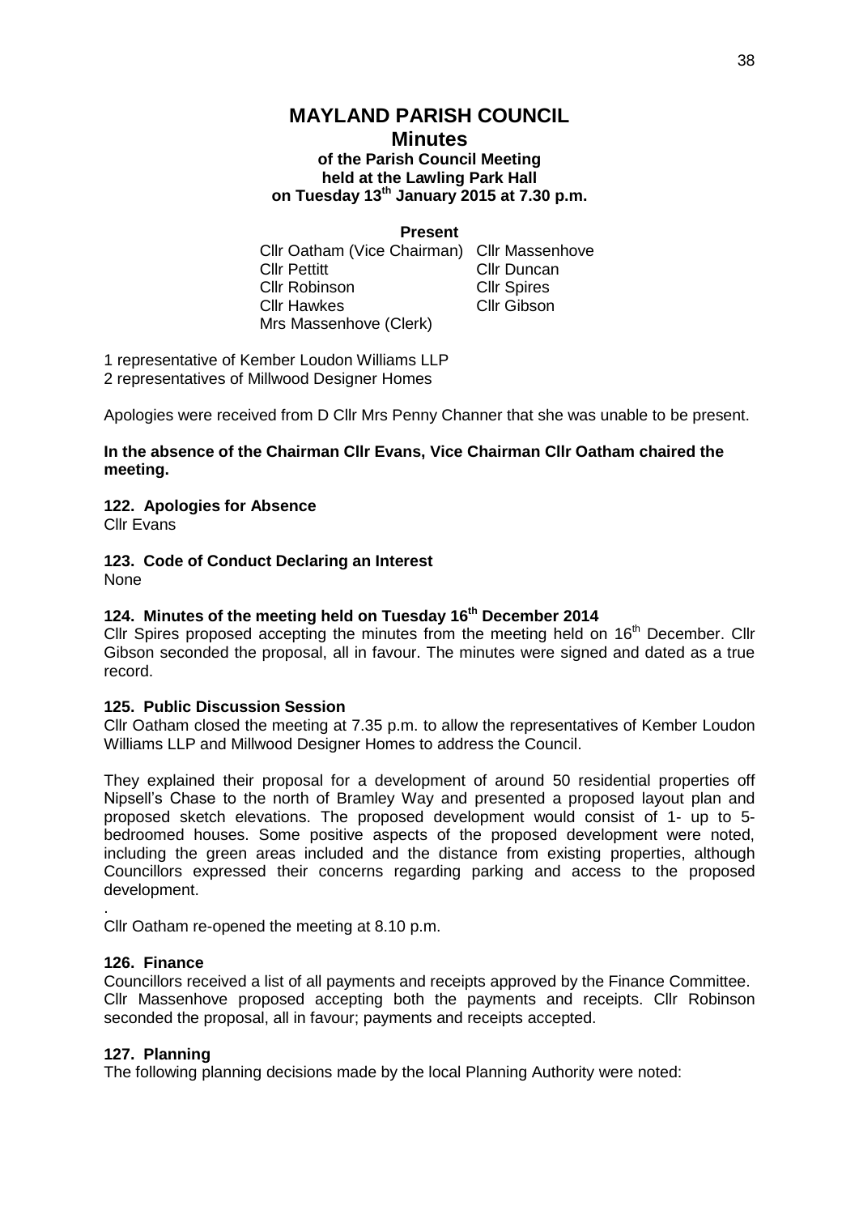# MAYLAND PARISH COUNCIL

## Minutes

### of the Parish Council Meeting held at the Lawling Park Hall on Tuesday 13th January 2015 at 7.30 p.m.

**Present**

| | |
|---|---|
| Cllr Oatham (Vice Chairman) | Cllr Massenhove |
| Cllr Pettitt | Cllr Duncan |
| Cllr Robinson | Cllr Spires |
| Cllr Hawkes | Cllr Gibson |
| Mrs Massenhove (Clerk) | |

1 representative of Kember Loudon Williams LLP
2 representatives of Millwood Designer Homes

Apologies were received from D Cllr Mrs Penny Channer that she was unable to be present.

**In the absence of the Chairman Cllr Evans, Vice Chairman Cllr Oatham chaired the meeting.**

**122. Apologies for Absence**

Cllr Evans

**123. Code of Conduct Declaring an Interest**

None

**124. Minutes of the meeting held on Tuesday 16th December 2014**

Cllr Spires proposed accepting the minutes from the meeting held on 16th December. Cllr Gibson seconded the proposal, all in favour. The minutes were signed and dated as a true record.

**125. Public Discussion Session**

Cllr Oatham closed the meeting at 7.35 p.m. to allow the representatives of Kember Loudon Williams LLP and Millwood Designer Homes to address the Council.

They explained their proposal for a development of around 50 residential properties off Nipsell's Chase to the north of Bramley Way and presented a proposed layout plan and proposed sketch elevations. The proposed development would consist of 1- up to 5-bedroomed houses. Some positive aspects of the proposed development were noted, including the green areas included and the distance from existing properties, although Councillors expressed their concerns regarding parking and access to the proposed development.

.

Cllr Oatham re-opened the meeting at 8.10 p.m.

**126. Finance**

Councillors received a list of all payments and receipts approved by the Finance Committee. Cllr Massenhove proposed accepting both the payments and receipts. Cllr Robinson seconded the proposal, all in favour; payments and receipts accepted.

**127. Planning**

The following planning decisions made by the local Planning Authority were noted: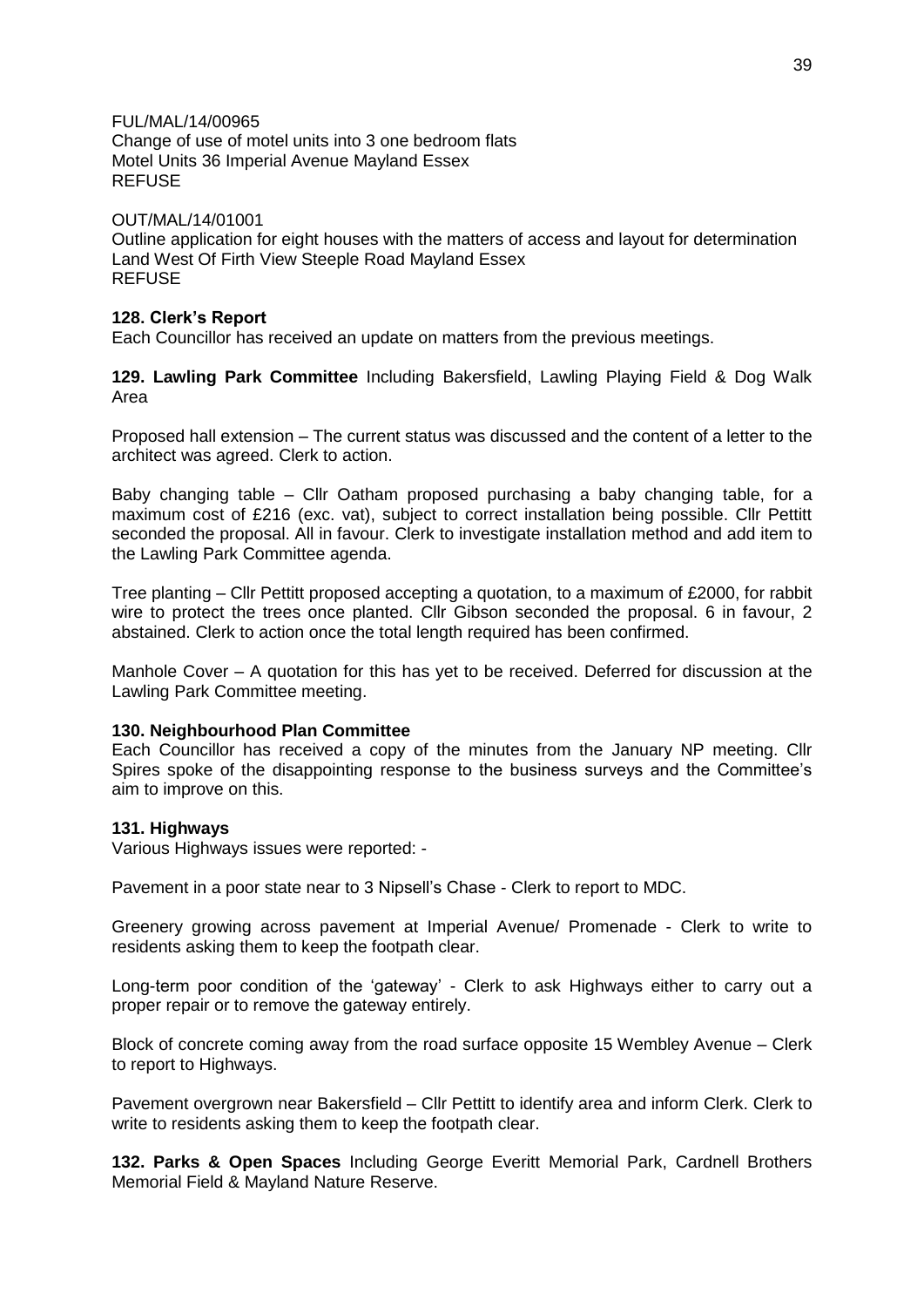FUL/MAL/14/00965
Change of use of motel units into 3 one bedroom flats
Motel Units 36 Imperial Avenue Mayland Essex
REFUSE

OUT/MAL/14/01001
Outline application for eight houses with the matters of access and layout for determination
Land West Of Firth View Steeple Road Mayland Essex
REFUSE

**128. Clerk's Report**
Each Councillor has received an update on matters from the previous meetings.

**129. Lawling Park Committee** Including Bakersfield, Lawling Playing Field & Dog Walk Area

Proposed hall extension – The current status was discussed and the content of a letter to the architect was agreed. Clerk to action.

Baby changing table – Cllr Oatham proposed purchasing a baby changing table, for a maximum cost of £216 (exc. vat), subject to correct installation being possible. Cllr Pettitt seconded the proposal. All in favour. Clerk to investigate installation method and add item to the Lawling Park Committee agenda.

Tree planting – Cllr Pettitt proposed accepting a quotation, to a maximum of £2000, for rabbit wire to protect the trees once planted. Cllr Gibson seconded the proposal. 6 in favour, 2 abstained. Clerk to action once the total length required has been confirmed.

Manhole Cover – A quotation for this has yet to be received. Deferred for discussion at the Lawling Park Committee meeting.

**130. Neighbourhood Plan Committee**
Each Councillor has received a copy of the minutes from the January NP meeting. Cllr Spires spoke of the disappointing response to the business surveys and the Committee's aim to improve on this.

**131. Highways**
Various Highways issues were reported: -

Pavement in a poor state near to 3 Nipsell's Chase - Clerk to report to MDC.

Greenery growing across pavement at Imperial Avenue/ Promenade - Clerk to write to residents asking them to keep the footpath clear.

Long-term poor condition of the 'gateway' - Clerk to ask Highways either to carry out a proper repair or to remove the gateway entirely.

Block of concrete coming away from the road surface opposite 15 Wembley Avenue – Clerk to report to Highways.

Pavement overgrown near Bakersfield – Cllr Pettitt to identify area and inform Clerk. Clerk to write to residents asking them to keep the footpath clear.

**132. Parks & Open Spaces** Including George Everitt Memorial Park, Cardnell Brothers Memorial Field & Mayland Nature Reserve.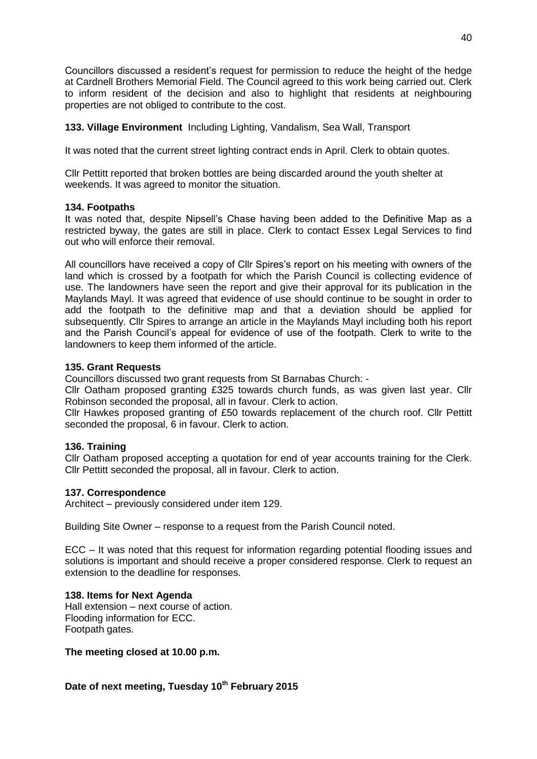Councillors discussed a resident's request for permission to reduce the height of the hedge at Cardnell Brothers Memorial Field. The Council agreed to this work being carried out. Clerk to inform resident of the decision and also to highlight that residents at neighbouring properties are not obliged to contribute to the cost.

**133. Village Environment** Including Lighting, Vandalism, Sea Wall, Transport

It was noted that the current street lighting contract ends in April. Clerk to obtain quotes.

Cllr Pettitt reported that broken bottles are being discarded around the youth shelter at weekends. It was agreed to monitor the situation.

**134. Footpaths**

It was noted that, despite Nipsell's Chase having been added to the Definitive Map as a restricted byway, the gates are still in place. Clerk to contact Essex Legal Services to find out who will enforce their removal.

All councillors have received a copy of Cllr Spires's report on his meeting with owners of the land which is crossed by a footpath for which the Parish Council is collecting evidence of use. The landowners have seen the report and give their approval for its publication in the Maylands Mayl. It was agreed that evidence of use should continue to be sought in order to add the footpath to the definitive map and that a deviation should be applied for subsequently. Cllr Spires to arrange an article in the Maylands Mayl including both his report and the Parish Council's appeal for evidence of use of the footpath. Clerk to write to the landowners to keep them informed of the article.

**135. Grant Requests**

Councillors discussed two grant requests from St Barnabas Church: -

Cllr Oatham proposed granting £325 towards church funds, as was given last year. Cllr Robinson seconded the proposal, all in favour. Clerk to action.

Cllr Hawkes proposed granting of £50 towards replacement of the church roof. Cllr Pettitt seconded the proposal, 6 in favour. Clerk to action.

**136. Training**

Cllr Oatham proposed accepting a quotation for end of year accounts training for the Clerk. Cllr Pettitt seconded the proposal, all in favour. Clerk to action.

**137. Correspondence**

Architect – previously considered under item 129.

Building Site Owner – response to a request from the Parish Council noted.

ECC – It was noted that this request for information regarding potential flooding issues and solutions is important and should receive a proper considered response. Clerk to request an extension to the deadline for responses.

**138. Items for Next Agenda**

Hall extension – next course of action.
Flooding information for ECC.
Footpath gates.

**The meeting closed at 10.00 p.m.**

**Date of next meeting, Tuesday 10th February 2015**